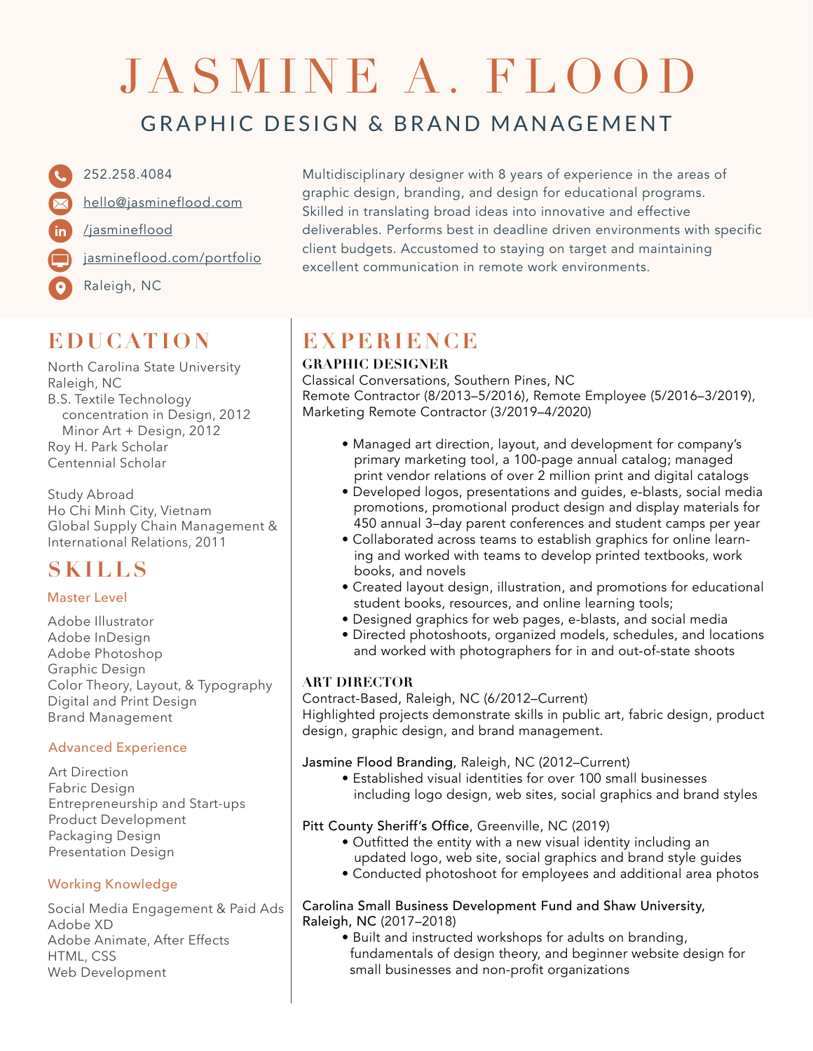# JASMINE A. FLOOD

## GRAPHIC DESIGN & BRAND MANAGEMENT

252.258.4084

hello@jasmineflood.com

/jasmineflood

jasmineflood.com/portfolio

Raleigh, NC

Multidisciplinary designer with 8 years of experience in the areas of graphic design, branding, and design for educational programs. Skilled in translating broad ideas into innovative and effective deliverables. Performs best in deadline driven environments with specific client budgets. Accustomed to staying on target and maintaining excellent communication in remote work environments.

## EDUCATION

North Carolina State University
Raleigh, NC
B.S. Textile Technology
concentration in Design, 2012
Minor Art + Design, 2012
Roy H. Park Scholar
Centennial Scholar

Study Abroad
Ho Chi Minh City, Vietnam
Global Supply Chain Management & International Relations, 2011

## SKILLS

### Master Level

Adobe Illustrator
Adobe InDesign
Adobe Photoshop
Graphic Design
Color Theory, Layout, & Typography
Digital and Print Design
Brand Management

### Advanced Experience

Art Direction
Fabric Design
Entrepreneurship and Start-ups
Product Development
Packaging Design
Presentation Design

### Working Knowledge

Social Media Engagement & Paid Ads
Adobe XD
Adobe Animate, After Effects
HTML, CSS
Web Development

## EXPERIENCE

### GRAPHIC DESIGNER

Classical Conversations, Southern Pines, NC
Remote Contractor (8/2013–5/2016), Remote Employee (5/2016–3/2019), Marketing Remote Contractor (3/2019–4/2020)

- Managed art direction, layout, and development for company's primary marketing tool, a 100-page annual catalog; managed print vendor relations of over 2 million print and digital catalogs
- Developed logos, presentations and guides, e-blasts, social media promotions, promotional product design and display materials for 450 annual 3–day parent conferences and student camps per year
- Collaborated across teams to establish graphics for online learning and worked with teams to develop printed textbooks, work books, and novels
- Created layout design, illustration, and promotions for educational student books, resources, and online learning tools;
- Designed graphics for web pages, e-blasts, and social media
- Directed photoshoots, organized models, schedules, and locations and worked with photographers for in and out-of-state shoots

### ART DIRECTOR

Contract-Based, Raleigh, NC (6/2012–Current)
Highlighted projects demonstrate skills in public art, fabric design, product design, graphic design, and brand management.

Jasmine Flood Branding, Raleigh, NC (2012–Current)

- Established visual identities for over 100 small businesses including logo design, web sites, social graphics and brand styles

Pitt County Sheriff's Office, Greenville, NC (2019)

- Outfitted the entity with a new visual identity including an updated logo, web site, social graphics and brand style guides
- Conducted photoshoot for employees and additional area photos

Carolina Small Business Development Fund and Shaw University, Raleigh, NC (2017–2018)

- Built and instructed workshops for adults on branding, fundamentals of design theory, and beginner website design for small businesses and non-profit organizations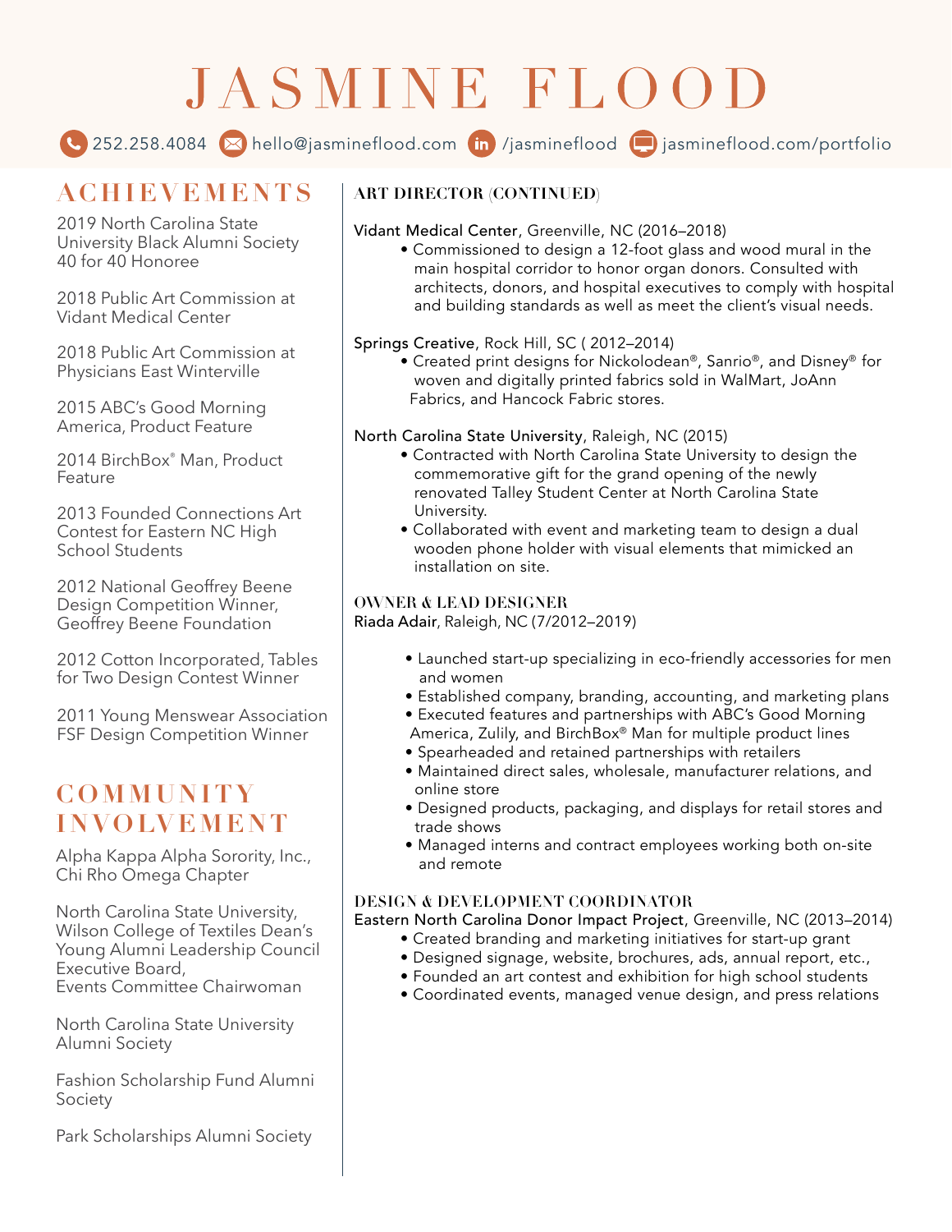# JASMINE FLOOD

252.258.4084 | hello@jasmineflood.com | /jasmineflood | jasmineflood.com/portfolio

## ACHIEVEMENTS

2019 North Carolina State University Black Alumni Society 40 for 40 Honoree

2018 Public Art Commission at Vidant Medical Center

2018 Public Art Commission at Physicians East Winterville

2015 ABC's Good Morning America, Product Feature

2014 BirchBox® Man, Product Feature

2013 Founded Connections Art Contest for Eastern NC High School Students

2012 National Geoffrey Beene Design Competition Winner, Geoffrey Beene Foundation

2012 Cotton Incorporated, Tables for Two Design Contest Winner

2011 Young Menswear Association FSF Design Competition Winner

## COMMUNITY INVOLVEMENT

Alpha Kappa Alpha Sorority, Inc., Chi Rho Omega Chapter

North Carolina State University, Wilson College of Textiles Dean's Young Alumni Leadership Council Executive Board, Events Committee Chairwoman

North Carolina State University Alumni Society

Fashion Scholarship Fund Alumni Society

Park Scholarships Alumni Society

### ART DIRECTOR (CONTINUED)

**Vidant Medical Center**, Greenville, NC (2016–2018)

- Commissioned to design a 12-foot glass and wood mural in the main hospital corridor to honor organ donors. Consulted with architects, donors, and hospital executives to comply with hospital and building standards as well as meet the client's visual needs.

**Springs Creative**, Rock Hill, SC ( 2012–2014)

- Created print designs for Nickolodean®, Sanrio®, and Disney® for woven and digitally printed fabrics sold in WalMart, JoAnn Fabrics, and Hancock Fabric stores.

**North Carolina State University**, Raleigh, NC (2015)

- Contracted with North Carolina State University to design the commemorative gift for the grand opening of the newly renovated Talley Student Center at North Carolina State University.
- Collaborated with event and marketing team to design a dual wooden phone holder with visual elements that mimicked an installation on site.

### OWNER & LEAD DESIGNER

**Riada Adair**, Raleigh, NC (7/2012–2019)

- Launched start-up specializing in eco-friendly accessories for men and women
- Established company, branding, accounting, and marketing plans
- Executed features and partnerships with ABC's Good Morning America, Zulily, and BirchBox® Man for multiple product lines
- Spearheaded and retained partnerships with retailers
- Maintained direct sales, wholesale, manufacturer relations, and online store
- Designed products, packaging, and displays for retail stores and trade shows
- Managed interns and contract employees working both on-site and remote

### DESIGN & DEVELOPMENT COORDINATOR

**Eastern North Carolina Donor Impact Project**, Greenville, NC (2013–2014)

- Created branding and marketing initiatives for start-up grant
- Designed signage, website, brochures, ads, annual report, etc.,
- Founded an art contest and exhibition for high school students
- Coordinated events, managed venue design, and press relations